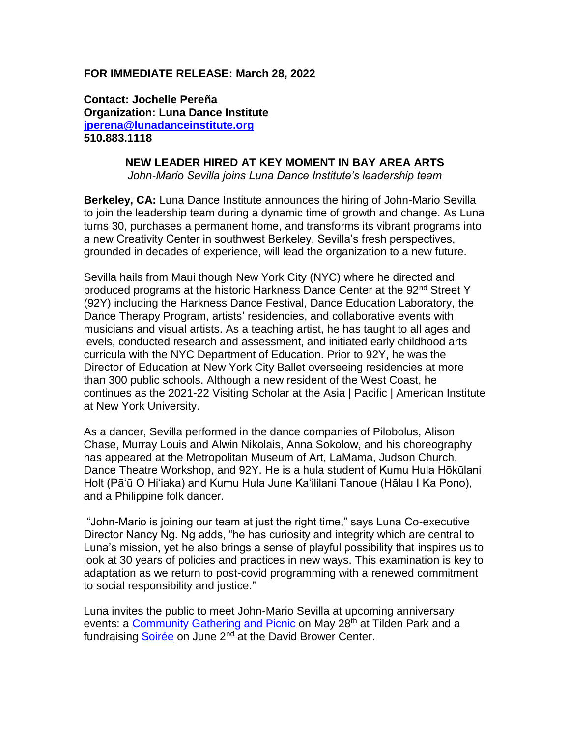**FOR IMMEDIATE RELEASE: March 28, 2022**

**Contact: Jochelle Pereña**
**Organization: Luna Dance Institute**
**[jperena@lunadanceinstitute.org](mailto:jperena@lunadanceinstitute.org)**
**510.883.1118**

## NEW LEADER HIRED AT KEY MOMENT IN BAY AREA ARTS

*John-Mario Sevilla joins Luna Dance Institute's leadership team*

**Berkeley, CA:** Luna Dance Institute announces the hiring of John-Mario Sevilla to join the leadership team during a dynamic time of growth and change. As Luna turns 30, purchases a permanent home, and transforms its vibrant programs into a new Creativity Center in southwest Berkeley, Sevilla's fresh perspectives, grounded in decades of experience, will lead the organization to a new future.

Sevilla hails from Maui though New York City (NYC) where he directed and produced programs at the historic Harkness Dance Center at the 92nd Street Y (92Y) including the Harkness Dance Festival, Dance Education Laboratory, the Dance Therapy Program, artists' residencies, and collaborative events with musicians and visual artists. As a teaching artist, he has taught to all ages and levels, conducted research and assessment, and initiated early childhood arts curricula with the NYC Department of Education. Prior to 92Y, he was the Director of Education at New York City Ballet overseeing residencies at more than 300 public schools. Although a new resident of the West Coast, he continues as the 2021-22 Visiting Scholar at the Asia | Pacific | American Institute at New York University.

As a dancer, Sevilla performed in the dance companies of Pilobolus, Alison Chase, Murray Louis and Alwin Nikolais, Anna Sokolow, and his choreography has appeared at the Metropolitan Museum of Art, LaMama, Judson Church, Dance Theatre Workshop, and 92Y. He is a hula student of Kumu Hula Hōkūlani Holt (Pāʻū O Hiʻiaka) and Kumu Hula June Kaʻililani Tanoue (Hālau I Ka Pono), and a Philippine folk dancer.

"John-Mario is joining our team at just the right time," says Luna Co-executive Director Nancy Ng. Ng adds, "he has curiosity and integrity which are central to Luna's mission, yet he also brings a sense of playful possibility that inspires us to look at 30 years of policies and practices in new ways. This examination is key to adaptation as we return to post-covid programming with a renewed commitment to social responsibility and justice."

Luna invites the public to meet John-Mario Sevilla at upcoming anniversary events: a Community Gathering and Picnic on May 28th at Tilden Park and a fundraising Soirée on June 2nd at the David Brower Center.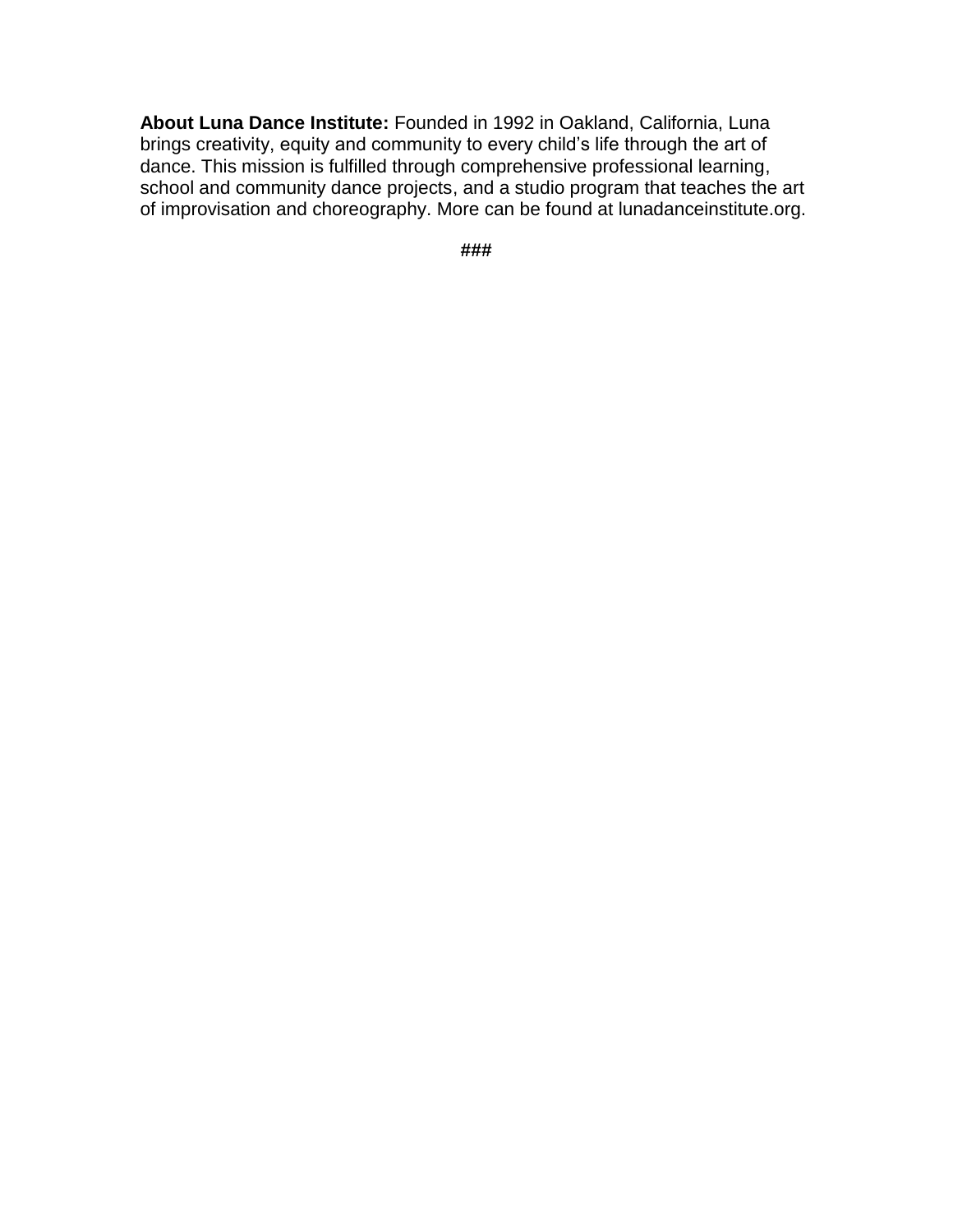**About Luna Dance Institute:** Founded in 1992 in Oakland, California, Luna brings creativity, equity and community to every child's life through the art of dance. This mission is fulfilled through comprehensive professional learning, school and community dance projects, and a studio program that teaches the art of improvisation and choreography. More can be found at lunadanceinstitute.org.

###